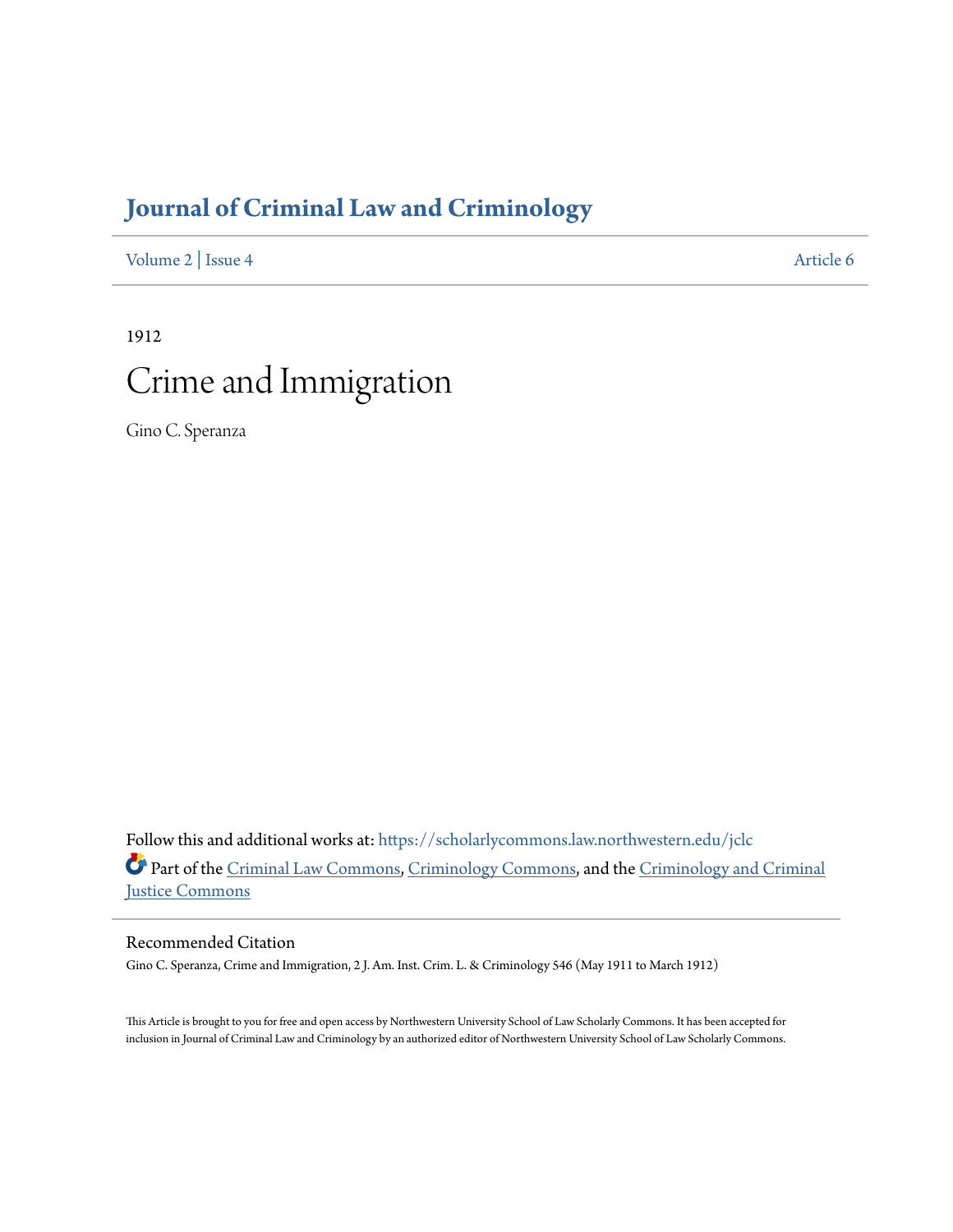# Journal of Criminal Law and Criminology

Volume 2 | Issue 4 Article 6

1912

# Crime and Immigration

Gino C. Speranza

Follow this and additional works at: https://scholarlycommons.law.northwestern.edu/jclc

Part of the Criminal Law Commons, Criminology Commons, and the Criminology and Criminal Justice Commons

## Recommended Citation

Gino C. Speranza, Crime and Immigration, 2 J. Am. Inst. Crim. L. & Criminology 546 (May 1911 to March 1912)

This Article is brought to you for free and open access by Northwestern University School of Law Scholarly Commons. It has been accepted for inclusion in Journal of Criminal Law and Criminology by an authorized editor of Northwestern University School of Law Scholarly Commons.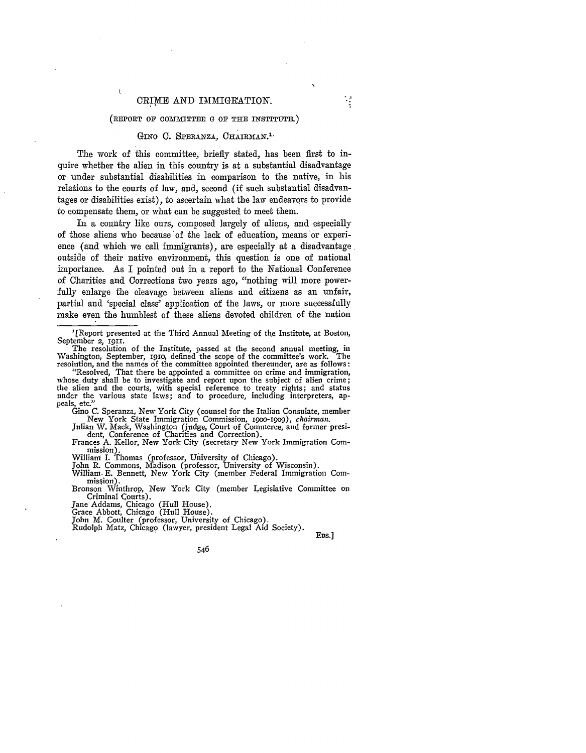# CRIME AND IMMIGRATION.

(REPORT OF COMMITTEE G OF THE INSTITUTE.)

GINO C. SPERANZA, CHAIRMAN.[1]

The work of this committee, briefly stated, has been first to inquire whether the alien in this country is at a substantial disadvantage or under substantial disabilities in comparison to the native, in his relations to the courts of law, and, second (if such substantial disadvantages or disabilities exist), to ascertain what the law endeavors to provide to compensate them, or what can be suggested to meet them.

In a country like ours, composed largely of aliens, and especially of those aliens who because of the lack of education, means or experience (and which we call immigrants), are especially at a disadvantage outside of their native environment, this question is one of national importance. As I pointed out in a report to the National Conference of Charities and Corrections two years ago, "nothing will more powerfully enlarge the cleavage between aliens and citizens as an unfair, partial and 'special class' application of the laws, or more successfully make even the humblest of these aliens devoted children of the nation

---

[1][Report presented at the Third Annual Meeting of the Institute, at Boston, September 2, 1911.

The resolution of the Institute, passed at the second annual meeting, in Washington, September, 1910, defined the scope of the committee's work. The resolution, and the names of the committee appointed thereunder, are as follows:

"Resolved, That there be appointed a committee on crime and immigration, whose duty shall be to investigate and report upon the subject of alien crime; the alien and the courts, with special reference to treaty rights; and status under the various state laws; and to procedure, including interpreters, appeals, etc."

Gino C. Speranza, New York City (counsel for the Italian Consulate, member New York State Immigration Commission, 1900-1909), *chairman*.
Julian W. Mack, Washington (judge, Court of Commerce, and former president, Conference of Charities and Correction).
Frances A. Kellor, New York City (secretary New York Immigration Commission).
William I. Thomas (professor, University of Chicago).
John R. Commons, Madison (professor, University of Wisconsin).
William E. Bennett, New York City (member Federal Immigration Commission).
Bronson Winthrop, New York City (member Legislative Committee on Criminal Courts).
Jane Addams, Chicago (Hull House).
Grace Abbott, Chicago (Hull House).
John M. Coulter (professor, University of Chicago).
Rudolph Matz, Chicago (lawyer, president Legal Aid Society).

EDS.]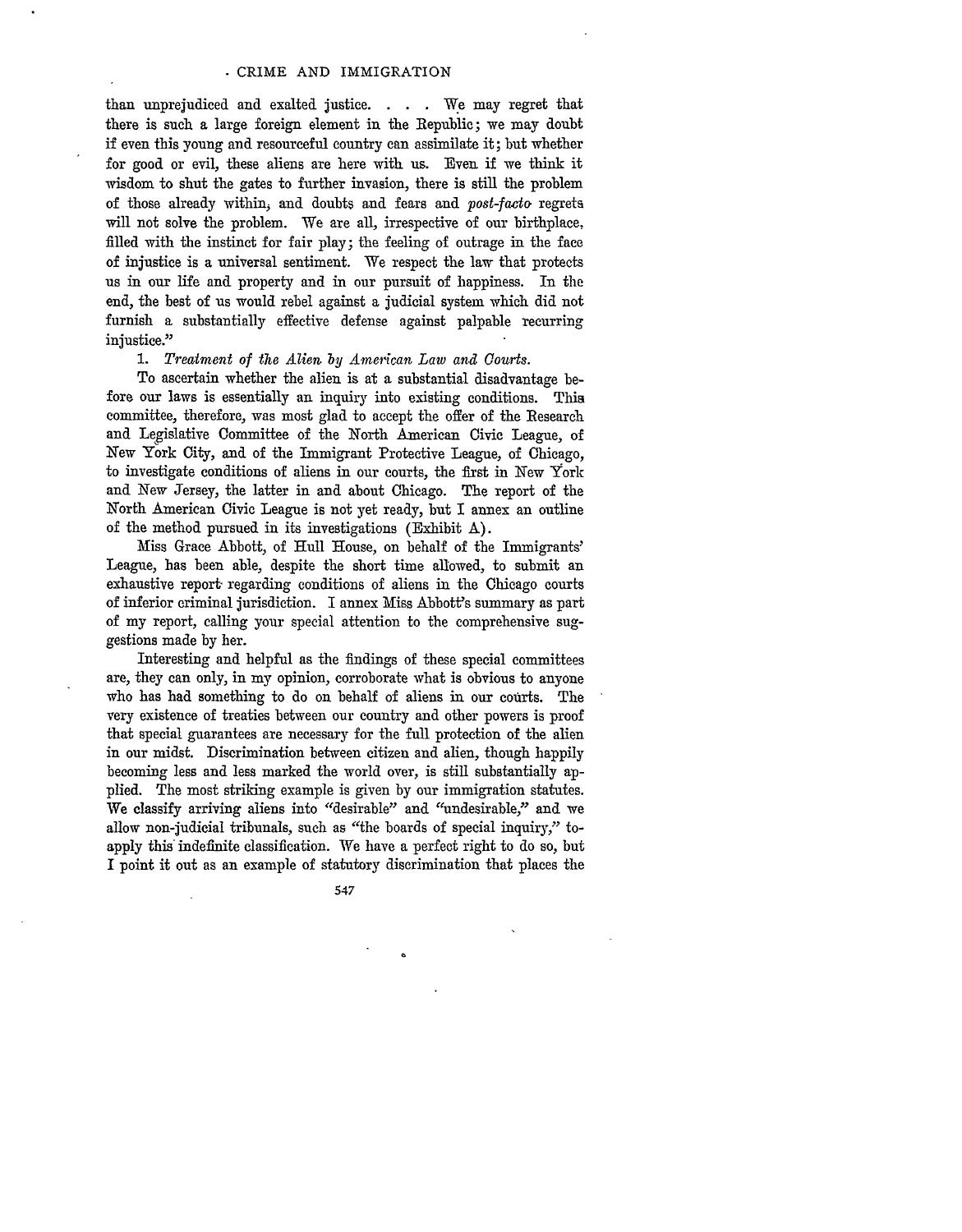than unprejudiced and exalted justice. . . . We may regret that there is such a large foreign element in the Republic; we may doubt if even this young and resourceful country can assimilate it; but whether for good or evil, these aliens are here with us. Even if we think it wisdom to shut the gates to further invasion, there is still the problem of those already within, and doubts and fears and *post-facto* regrets will not solve the problem. We are all, irrespective of our birthplace, filled with the instinct for fair play; the feeling of outrage in the face of injustice is a universal sentiment. We respect the law that protects us in our life and property and in our pursuit of happiness. In the end, the best of us would rebel against a judicial system which did not furnish a substantially effective defense against palpable recurring injustice."

1. *Treatment of the Alien by American Law and Courts.*

To ascertain whether the alien is at a substantial disadvantage before our laws is essentially an inquiry into existing conditions. This committee, therefore, was most glad to accept the offer of the Research and Legislative Committee of the North American Civic League, of New York City, and of the Immigrant Protective League, of Chicago, to investigate conditions of aliens in our courts, the first in New York and New Jersey, the latter in and about Chicago. The report of the North American Civic League is not yet ready, but I annex an outline of the method pursued in its investigations (Exhibit A).

Miss Grace Abbott, of Hull House, on behalf of the Immigrants' League, has been able, despite the short time allowed, to submit an exhaustive report regarding conditions of aliens in the Chicago courts of inferior criminal jurisdiction. I annex Miss Abbott's summary as part of my report, calling your special attention to the comprehensive suggestions made by her.

Interesting and helpful as the findings of these special committees are, they can only, in my opinion, corroborate what is obvious to anyone who has had something to do on behalf of aliens in our courts. The very existence of treaties between our country and other powers is proof that special guarantees are necessary for the full protection of the alien in our midst. Discrimination between citizen and alien, though happily becoming less and less marked the world over, is still substantially applied. The most striking example is given by our immigration statutes. We classify arriving aliens into "desirable" and "undesirable," and we allow non-judicial tribunals, such as "the boards of special inquiry," to apply this indefinite classification. We have a perfect right to do so, but I point it out as an example of statutory discrimination that places the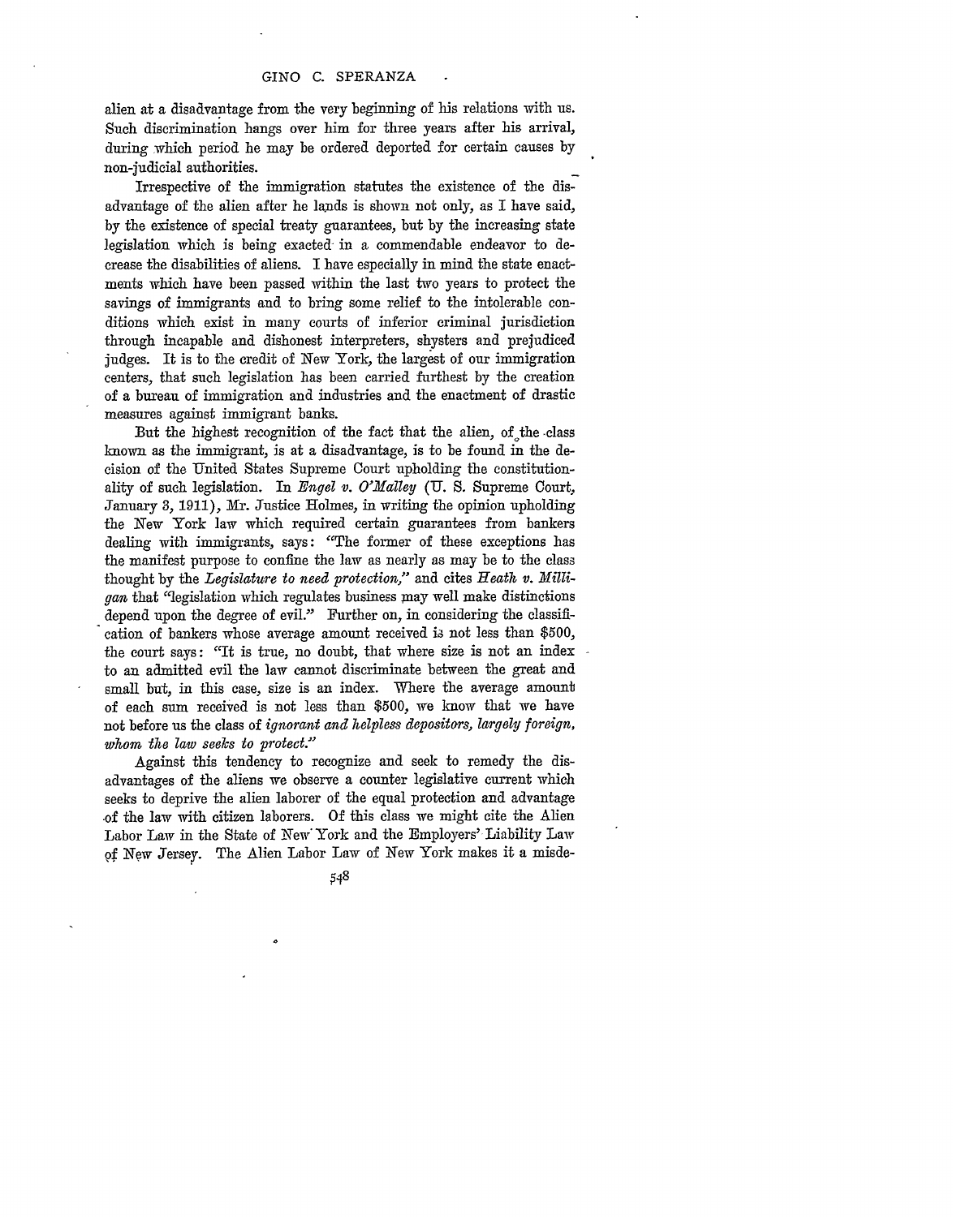alien at a disadvantage from the very beginning of his relations with us. Such discrimination hangs over him for three years after his arrival, during which period he may be ordered deported for certain causes by non-judicial authorities.

Irrespective of the immigration statutes the existence of the disadvantage of the alien after he lands is shown not only, as I have said, by the existence of special treaty guarantees, but by the increasing state legislation which is being exacted in a commendable endeavor to decrease the disabilities of aliens. I have especially in mind the state enactments which have been passed within the last two years to protect the savings of immigrants and to bring some relief to the intolerable conditions which exist in many courts of inferior criminal jurisdiction through incapable and dishonest interpreters, shysters and prejudiced judges. It is to the credit of New York, the largest of our immigration centers, that such legislation has been carried furthest by the creation of a bureau of immigration and industries and the enactment of drastic measures against immigrant banks.

But the highest recognition of the fact that the alien, of the class known as the immigrant, is at a disadvantage, is to be found in the decision of the United States Supreme Court upholding the constitutionality of such legislation. In *Engel v. O'Malley* (U. S. Supreme Court, January 3, 1911), Mr. Justice Holmes, in writing the opinion upholding the New York law which required certain guarantees from bankers dealing with immigrants, says: "The former of these exceptions has the manifest purpose to confine the law as nearly as may be to the class thought by the *Legislature to need protection*," and cites *Heath v. Milligan* that "legislation which regulates business may well make distinctions depend upon the degree of evil." Further on, in considering the classification of bankers whose average amount received is not less than $500, the court says: "It is true, no doubt, that where size is not an index to an admitted evil the law cannot discriminate between the great and small but, in this case, size is an index. Where the average amount of each sum received is not less than $500, we know that we have not before us the class of *ignorant and helpless depositors, largely foreign, whom the law seeks to protect*."

Against this tendency to recognize and seek to remedy the disadvantages of the aliens we observe a counter legislative current which seeks to deprive the alien laborer of the equal protection and advantage of the law with citizen laborers. Of this class we might cite the Alien Labor Law in the State of New York and the Employers' Liability Law of New Jersey. The Alien Labor Law of New York makes it a misde-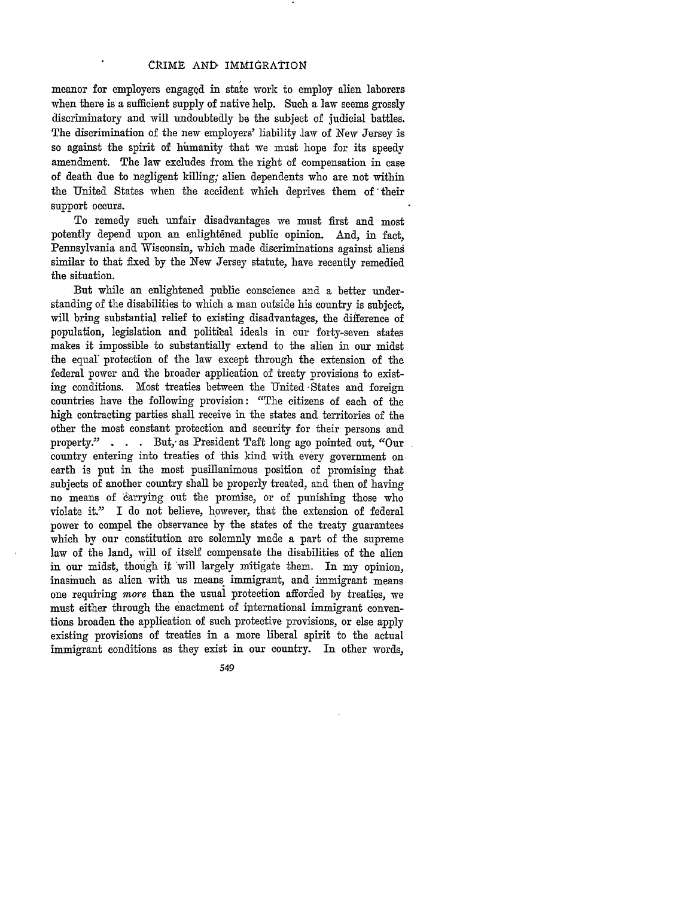meanor for employers engaged in state work to employ alien laborers when there is a sufficient supply of native help. Such a law seems grossly discriminatory and will undoubtedly be the subject of judicial battles. The discrimination of the new employers' liability law of New Jersey is so against the spirit of humanity that we must hope for its speedy amendment. The law excludes from the right of compensation in case of death due to negligent killing; alien dependents who are not within the United States when the accident which deprives them of their support occurs.

To remedy such unfair disadvantages we must first and most potently depend upon an enlightened public opinion. And, in fact, Pennsylvania and Wisconsin, which made discriminations against aliens similar to that fixed by the New Jersey statute, have recently remedied the situation.

But while an enlightened public conscience and a better understanding of the disabilities to which a man outside his country is subject, will bring substantial relief to existing disadvantages, the difference of population, legislation and political ideals in our forty-seven states makes it impossible to substantially extend to the alien in our midst the equal protection of the law except through the extension of the federal power and the broader application of treaty provisions to existing conditions. Most treaties between the United States and foreign countries have the following provision: "The citizens of each of the high contracting parties shall receive in the states and territories of the other the most constant protection and security for their persons and property." . . . But, as President Taft long ago pointed out, "Our country entering into treaties of this kind with every government on earth is put in the most pusillanimous position of promising that subjects of another country shall be properly treated, and then of having no means of carrying out the promise, or of punishing those who violate it." I do not believe, however, that the extension of federal power to compel the observance by the states of the treaty guarantees which by our constitution are solemnly made a part of the supreme law of the land, will of itself compensate the disabilities of the alien in our midst, though it will largely mitigate them. In my opinion, inasmuch as alien with us means immigrant, and immigrant means one requiring *more* than the usual protection afforded by treaties, we must either through the enactment of international immigrant conventions broaden the application of such protective provisions, or else apply existing provisions of treaties in a more liberal spirit to the actual immigrant conditions as they exist in our country. In other words,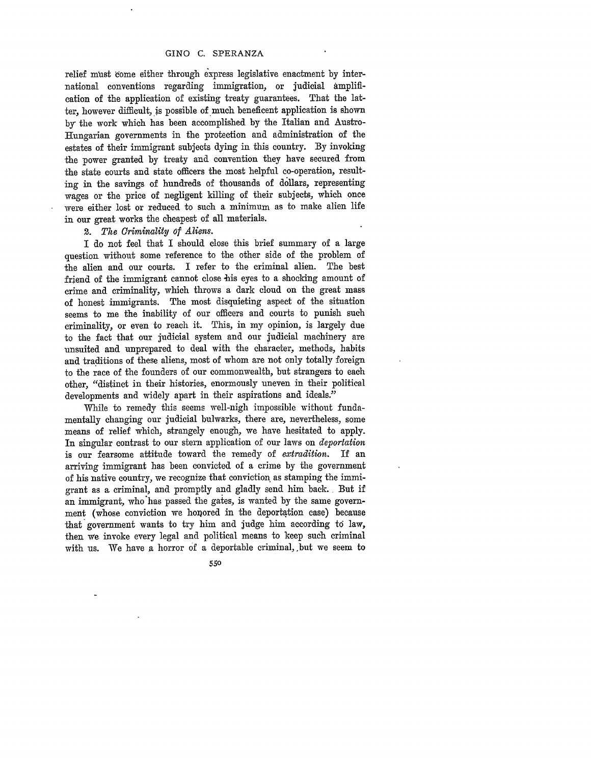relief must come either through express legislative enactment by international conventions regarding immigration, or judicial amplification of the application of existing treaty guarantees. That the latter, however difficult, is possible of much beneficent application is shown by the work which has been accomplished by the Italian and Austro-Hungarian governments in the protection and administration of the estates of their immigrant subjects dying in this country. By invoking the power granted by treaty and convention they have secured from the state courts and state officers the most helpful co-operation, resulting in the savings of hundreds of thousands of dollars, representing wages or the price of negligent killing of their subjects, which once were either lost or reduced to such a minimum as to make alien life in our great works the cheapest of all materials.

2. *The Criminality of Aliens.*

I do not feel that I should close this brief summary of a large question without some reference to the other side of the problem of the alien and our courts. I refer to the criminal alien. The best friend of the immigrant cannot close his eyes to a shocking amount of crime and criminality, which throws a dark cloud on the great mass of honest immigrants. The most disquieting aspect of the situation seems to me the inability of our officers and courts to punish such criminality, or even to reach it. This, in my opinion, is largely due to the fact that our judicial system and our judicial machinery are unsuited and unprepared to deal with the character, methods, habits and traditions of these aliens, most of whom are not only totally foreign to the race of the founders of our commonwealth, but strangers to each other, "distinct in their histories, enormously uneven in their political developments and widely apart in their aspirations and ideals."

While to remedy this seems well-nigh impossible without fundamentally changing our judicial bulwarks, there are, nevertheless, some means of relief which, strangely enough, we have hesitated to apply. In singular contrast to our stern application of our laws on *deportation* is our fearsome attitude toward the remedy of *extradition.* If an arriving immigrant has been convicted of a crime by the government of his native country, we recognize that conviction as stamping the immigrant as a criminal, and promptly and gladly send him back. But if an immigrant, who has passed the gates, is wanted by the same government (whose conviction we honored in the deportation case) because that government wants to try him and judge him according to law, then we invoke every legal and political means to keep such criminal with us. We have a horror of a deportable criminal, but we seem to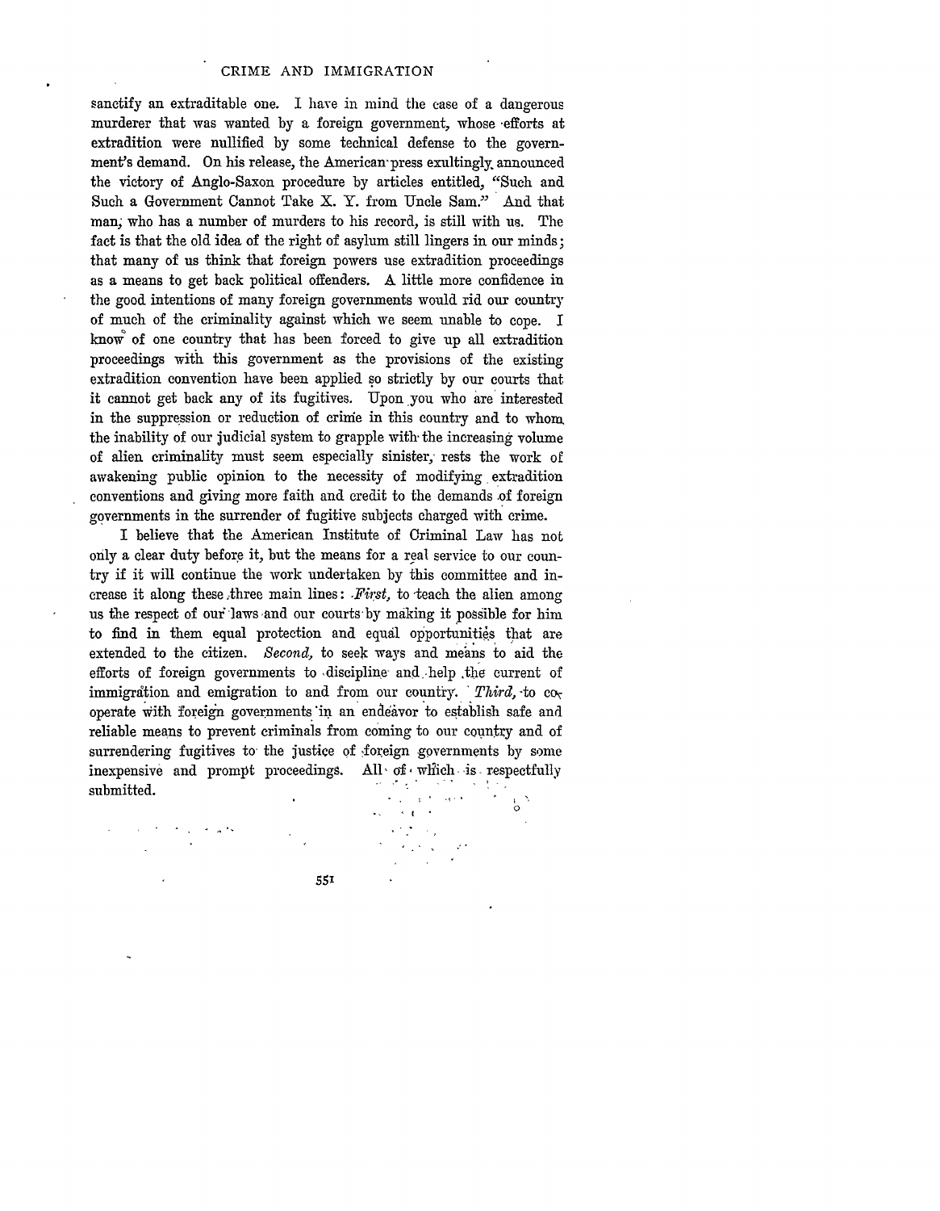sanctify an extraditable one. I have in mind the case of a dangerous murderer that was wanted by a foreign government, whose efforts at extradition were nullified by some technical defense to the government's demand. On his release, the American press exultingly announced the victory of Anglo-Saxon procedure by articles entitled, "Such and Such a Government Cannot Take X. Y. from Uncle Sam." And that man, who has a number of murders to his record, is still with us. The fact is that the old idea of the right of asylum still lingers in our minds; that many of us think that foreign powers use extradition proceedings as a means to get back political offenders. A little more confidence in the good intentions of many foreign governments would rid our country of much of the criminality against which we seem unable to cope. I know of one country that has been forced to give up all extradition proceedings with this government as the provisions of the existing extradition convention have been applied so strictly by our courts that it cannot get back any of its fugitives. Upon you who are interested in the suppression or reduction of crime in this country and to whom the inability of our judicial system to grapple with the increasing volume of alien criminality must seem especially sinister, rests the work of awakening public opinion to the necessity of modifying extradition conventions and giving more faith and credit to the demands of foreign governments in the surrender of fugitive subjects charged with crime.

I believe that the American Institute of Criminal Law has not only a clear duty before it, but the means for a real service to our country if it will continue the work undertaken by this committee and increase it along these three main lines: *First,* to teach the alien among us the respect of our laws and our courts by making it possible for him to find in them equal protection and equal opportunities that are extended to the citizen. *Second,* to seek ways and means to aid the efforts of foreign governments to discipline and help the current of immigration and emigration to and from our country. *Third,* to co-operate with foreign governments in an endeavor to establish safe and reliable means to prevent criminals from coming to our country and of surrendering fugitives to the justice of foreign governments by some inexpensive and prompt proceedings. All of which is respectfully submitted.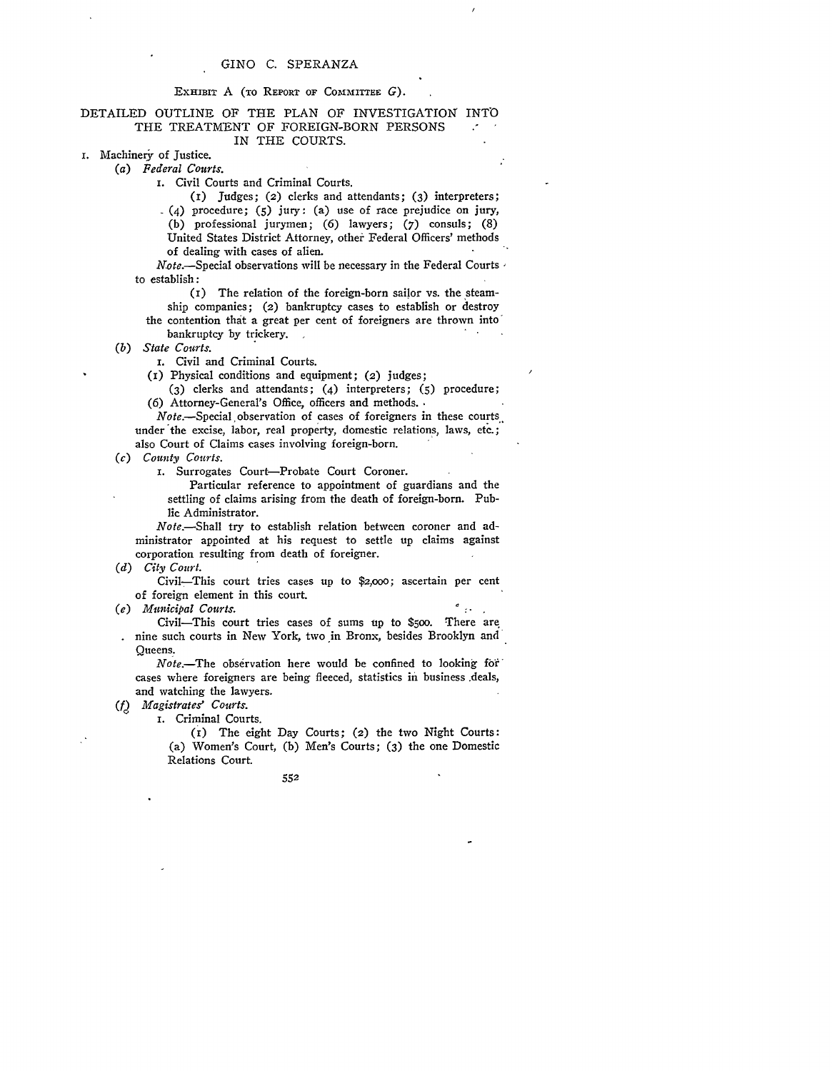EXHIBIT A (TO REPORT OF COMMITTEE *G*).

## DETAILED OUTLINE OF THE PLAN OF INVESTIGATION INTO THE TREATMENT OF FOREIGN-BORN PERSONS IN THE COURTS.

I. Machinery of Justice.

(*a*) *Federal Courts.*

1. Civil Courts and Criminal Courts.

(1) Judges; (2) clerks and attendants; (3) interpreters; (4) procedure; (5) jury: (a) use of race prejudice on jury, (b) professional jurymen; (6) lawyers; (7) consuls; (8) United States District Attorney, other Federal Officers' methods of dealing with cases of alien.

*Note.*—Special observations will be necessary in the Federal Courts to establish:

(1) The relation of the foreign-born sailor vs. the steamship companies; (2) bankruptcy cases to establish or destroy the contention that a great per cent of foreigners are thrown into bankruptcy by trickery.

(*b*) *State Courts.*

1. Civil and Criminal Courts.

(1) Physical conditions and equipment; (2) judges; (3) clerks and attendants; (4) interpreters; (5) procedure; (6) Attorney-General's Office, officers and methods.

*Note.*—Special observation of cases of foreigners in these courts under the excise, labor, real property, domestic relations, laws, etc.; also Court of Claims cases involving foreign-born.

(*c*) *County Courts.*

1. Surrogates Court—Probate Court Coroner.

Particular reference to appointment of guardians and the settling of claims arising from the death of foreign-born. Public Administrator.

*Note.*—Shall try to establish relation between coroner and administrator appointed at his request to settle up claims against corporation resulting from death of foreigner.

(*d*) *City Court.*

Civil—This court tries cases up to $2,000; ascertain per cent of foreign element in this court.

(*e*) *Municipal Courts.*

Civil—This court tries cases of sums up to $500. There are nine such courts in New York, two in Bronx, besides Brooklyn and Queens.

*Note.*—The observation here would be confined to looking for cases where foreigners are being fleeced, statistics in business deals, and watching the lawyers.

(*f*) *Magistrates' Courts.*

1. Criminal Courts.

(1) The eight Day Courts; (2) the two Night Courts: (a) Women's Court, (b) Men's Courts; (3) the one Domestic Relations Court.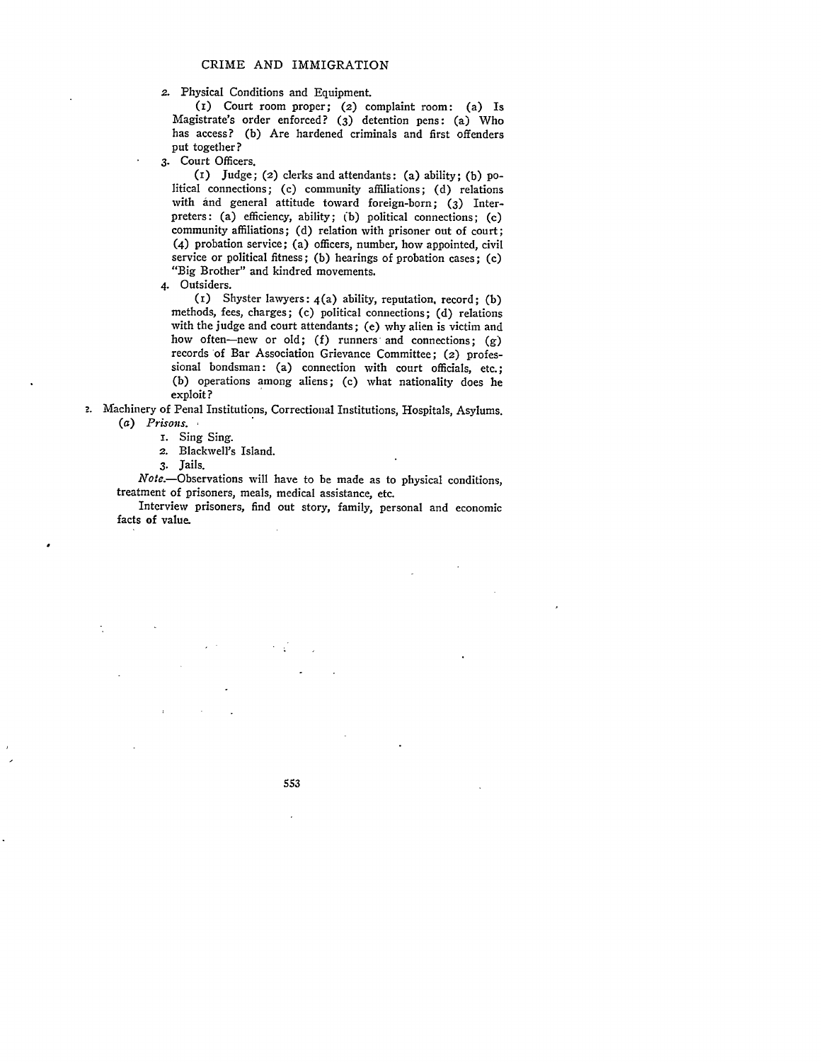2. Physical Conditions and Equipment.

(1) Court room proper; (2) complaint room: (a) Is Magistrate's order enforced? (3) detention pens: (a) Who has access? (b) Are hardened criminals and first offenders put together?

3. Court Officers.

(1) Judge; (2) clerks and attendants: (a) ability; (b) political connections; (c) community affiliations; (d) relations with and general attitude toward foreign-born; (3) Interpreters: (a) efficiency, ability; (b) political connections; (c) community affiliations; (d) relation with prisoner out of court; (4) probation service; (a) officers, number, how appointed, civil service or political fitness; (b) hearings of probation cases; (c) "Big Brother" and kindred movements.

4. Outsiders.

(1) Shyster lawyers: 4(a) ability, reputation, record; (b) methods, fees, charges; (c) political connections; (d) relations with the judge and court attendants; (e) why alien is victim and how often—new or old; (f) runners and connections; (g) records of Bar Association Grievance Committee; (2) professional bondsman: (a) connection with court officials, etc.; (b) operations among aliens; (c) what nationality does he exploit?

2. Machinery of Penal Institutions, Correctional Institutions, Hospitals, Asylums.

(a) *Prisons.*

1. Sing Sing.
2. Blackwell's Island.
3. Jails.

*Note.*—Observations will have to be made as to physical conditions, treatment of prisoners, meals, medical assistance, etc.

Interview prisoners, find out story, family, personal and economic facts of value.